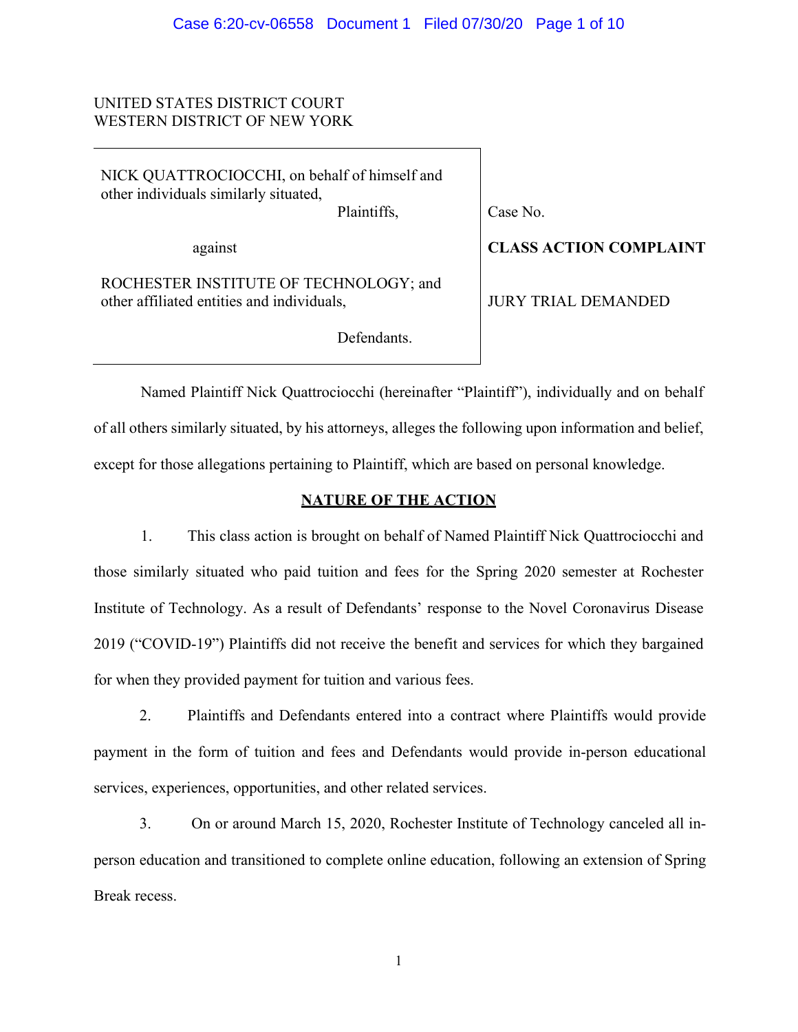UNITED STATES DISTRICT COURT
WESTERN DISTRICT OF NEW YORK

| | |
|---|---|
| NICK QUATTROCIOCCHI, on behalf of himself and other individuals similarly situated,<br>Plaintiffs,<br><br>against<br><br>ROCHESTER INSTITUTE OF TECHNOLOGY; and other affiliated entities and individuals,<br><br>Defendants. | Case No.<br><br>**CLASS ACTION COMPLAINT**<br><br>JURY TRIAL DEMANDED |

Named Plaintiff Nick Quattrociocchi (hereinafter "Plaintiff"), individually and on behalf of all others similarly situated, by his attorneys, alleges the following upon information and belief, except for those allegations pertaining to Plaintiff, which are based on personal knowledge.

## NATURE OF THE ACTION

1. This class action is brought on behalf of Named Plaintiff Nick Quattrociocchi and those similarly situated who paid tuition and fees for the Spring 2020 semester at Rochester Institute of Technology. As a result of Defendants' response to the Novel Coronavirus Disease 2019 ("COVID-19") Plaintiffs did not receive the benefit and services for which they bargained for when they provided payment for tuition and various fees.

2. Plaintiffs and Defendants entered into a contract where Plaintiffs would provide payment in the form of tuition and fees and Defendants would provide in-person educational services, experiences, opportunities, and other related services.

3. On or around March 15, 2020, Rochester Institute of Technology canceled all in-person education and transitioned to complete online education, following an extension of Spring Break recess.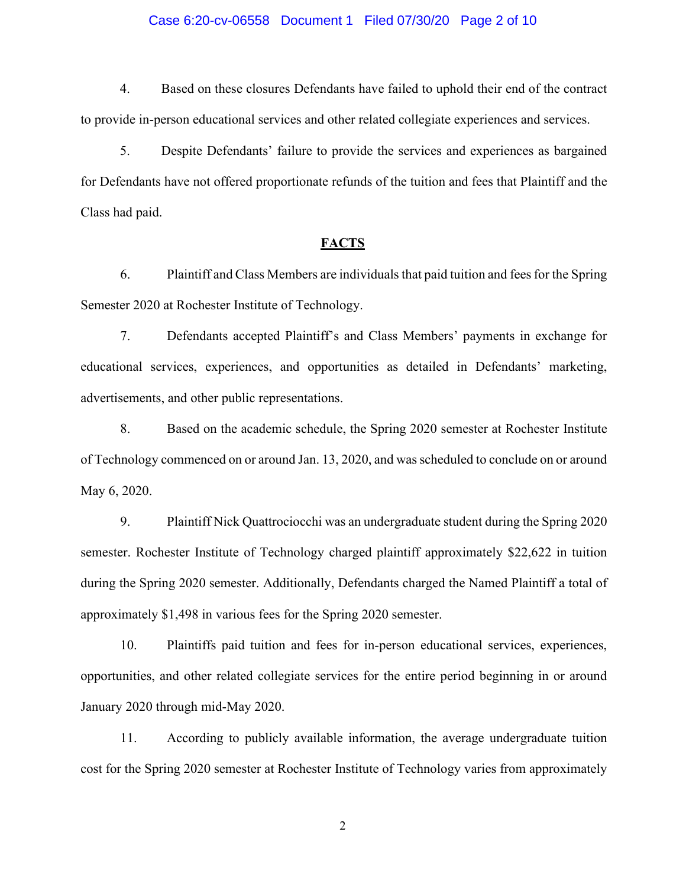4. Based on these closures Defendants have failed to uphold their end of the contract to provide in-person educational services and other related collegiate experiences and services.

5. Despite Defendants' failure to provide the services and experiences as bargained for Defendants have not offered proportionate refunds of the tuition and fees that Plaintiff and the Class had paid.

## FACTS

6. Plaintiff and Class Members are individuals that paid tuition and fees for the Spring Semester 2020 at Rochester Institute of Technology.

7. Defendants accepted Plaintiff's and Class Members' payments in exchange for educational services, experiences, and opportunities as detailed in Defendants' marketing, advertisements, and other public representations.

8. Based on the academic schedule, the Spring 2020 semester at Rochester Institute of Technology commenced on or around Jan. 13, 2020, and was scheduled to conclude on or around May 6, 2020.

9. Plaintiff Nick Quattrociocchi was an undergraduate student during the Spring 2020 semester. Rochester Institute of Technology charged plaintiff approximately $22,622 in tuition during the Spring 2020 semester. Additionally, Defendants charged the Named Plaintiff a total of approximately $1,498 in various fees for the Spring 2020 semester.

10. Plaintiffs paid tuition and fees for in-person educational services, experiences, opportunities, and other related collegiate services for the entire period beginning in or around January 2020 through mid-May 2020.

11. According to publicly available information, the average undergraduate tuition cost for the Spring 2020 semester at Rochester Institute of Technology varies from approximately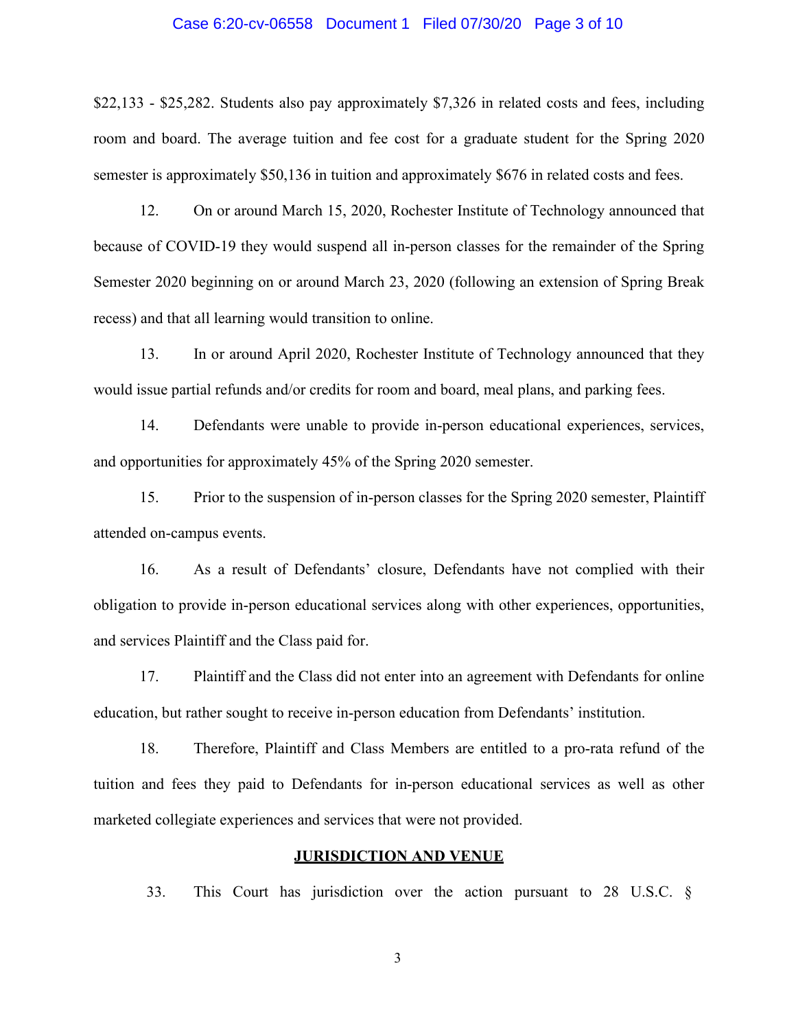$22,133 - $25,282. Students also pay approximately $7,326 in related costs and fees, including room and board. The average tuition and fee cost for a graduate student for the Spring 2020 semester is approximately $50,136 in tuition and approximately $676 in related costs and fees.

12. On or around March 15, 2020, Rochester Institute of Technology announced that because of COVID-19 they would suspend all in-person classes for the remainder of the Spring Semester 2020 beginning on or around March 23, 2020 (following an extension of Spring Break recess) and that all learning would transition to online.

13. In or around April 2020, Rochester Institute of Technology announced that they would issue partial refunds and/or credits for room and board, meal plans, and parking fees.

14. Defendants were unable to provide in-person educational experiences, services, and opportunities for approximately 45% of the Spring 2020 semester.

15. Prior to the suspension of in-person classes for the Spring 2020 semester, Plaintiff attended on-campus events.

16. As a result of Defendants' closure, Defendants have not complied with their obligation to provide in-person educational services along with other experiences, opportunities, and services Plaintiff and the Class paid for.

17. Plaintiff and the Class did not enter into an agreement with Defendants for online education, but rather sought to receive in-person education from Defendants' institution.

18. Therefore, Plaintiff and Class Members are entitled to a pro-rata refund of the tuition and fees they paid to Defendants for in-person educational services as well as other marketed collegiate experiences and services that were not provided.

## JURISDICTION AND VENUE

33. This Court has jurisdiction over the action pursuant to 28 U.S.C. §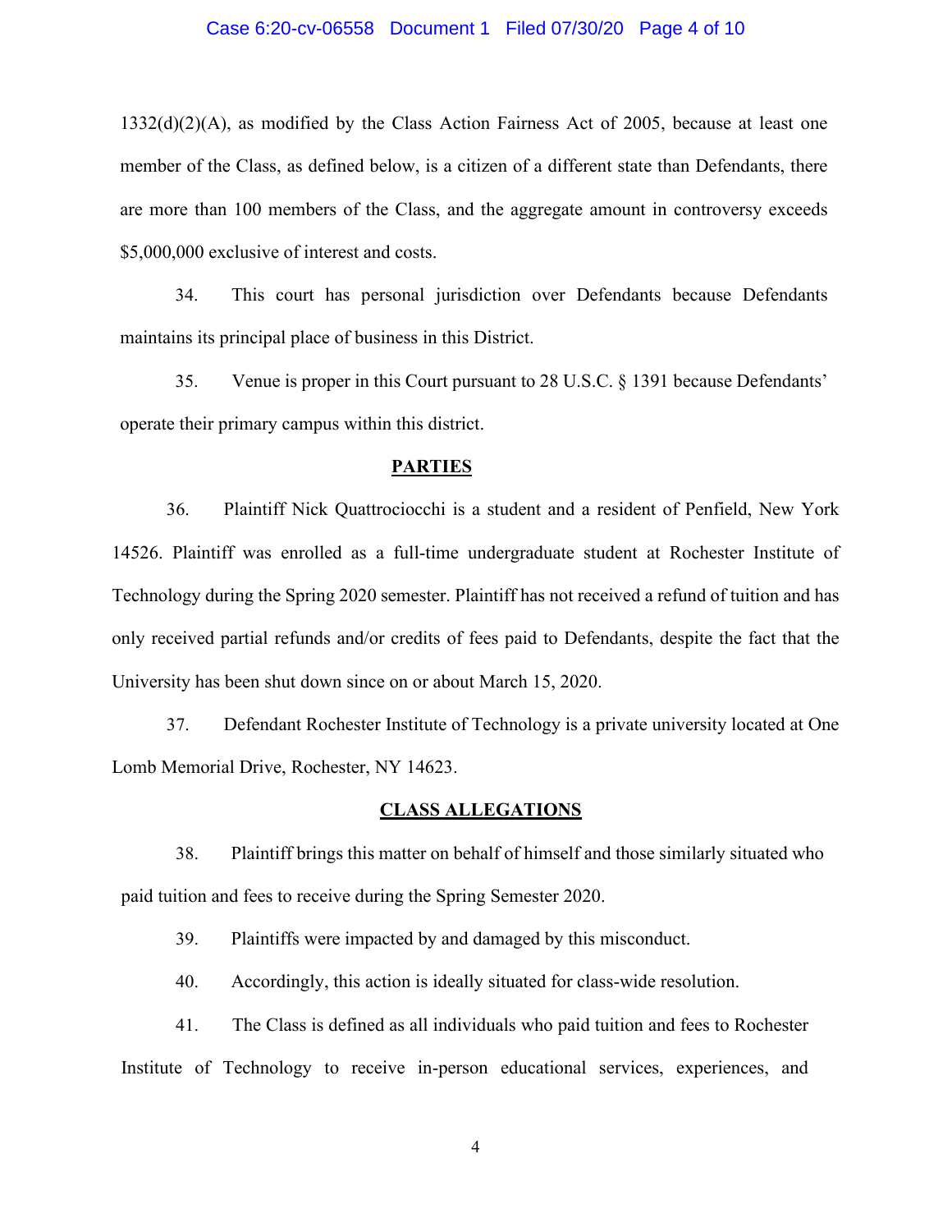1332(d)(2)(A), as modified by the Class Action Fairness Act of 2005, because at least one member of the Class, as defined below, is a citizen of a different state than Defendants, there are more than 100 members of the Class, and the aggregate amount in controversy exceeds $5,000,000 exclusive of interest and costs.

34. This court has personal jurisdiction over Defendants because Defendants maintains its principal place of business in this District.

35. Venue is proper in this Court pursuant to 28 U.S.C. § 1391 because Defendants' operate their primary campus within this district.

## PARTIES

36. Plaintiff Nick Quattrociocchi is a student and a resident of Penfield, New York 14526. Plaintiff was enrolled as a full-time undergraduate student at Rochester Institute of Technology during the Spring 2020 semester. Plaintiff has not received a refund of tuition and has only received partial refunds and/or credits of fees paid to Defendants, despite the fact that the University has been shut down since on or about March 15, 2020.

37. Defendant Rochester Institute of Technology is a private university located at One Lomb Memorial Drive, Rochester, NY 14623.

## CLASS ALLEGATIONS

38. Plaintiff brings this matter on behalf of himself and those similarly situated who paid tuition and fees to receive during the Spring Semester 2020.

39. Plaintiffs were impacted by and damaged by this misconduct.

40. Accordingly, this action is ideally situated for class-wide resolution.

41. The Class is defined as all individuals who paid tuition and fees to Rochester Institute of Technology to receive in-person educational services, experiences, and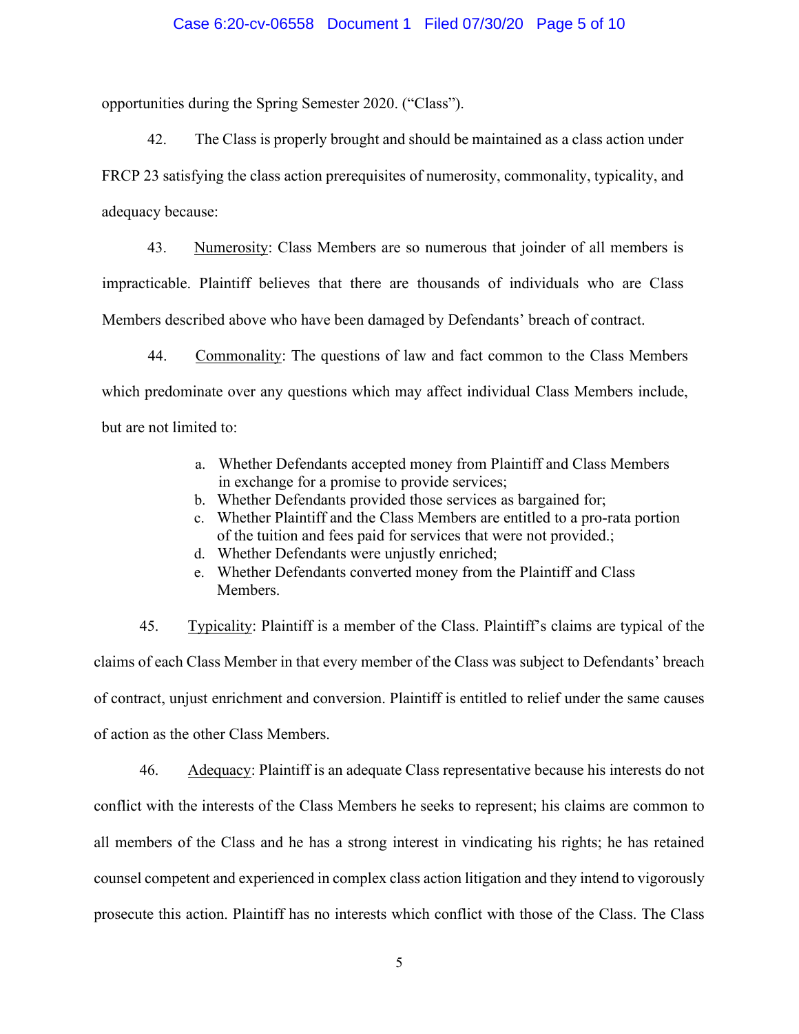opportunities during the Spring Semester 2020. ("Class").

42. The Class is properly brought and should be maintained as a class action under FRCP 23 satisfying the class action prerequisites of numerosity, commonality, typicality, and adequacy because:

43. Numerosity: Class Members are so numerous that joinder of all members is impracticable. Plaintiff believes that there are thousands of individuals who are Class Members described above who have been damaged by Defendants' breach of contract.

44. Commonality: The questions of law and fact common to the Class Members which predominate over any questions which may affect individual Class Members include, but are not limited to:

a. Whether Defendants accepted money from Plaintiff and Class Members in exchange for a promise to provide services;
b. Whether Defendants provided those services as bargained for;
c. Whether Plaintiff and the Class Members are entitled to a pro-rata portion of the tuition and fees paid for services that were not provided.;
d. Whether Defendants were unjustly enriched;
e. Whether Defendants converted money from the Plaintiff and Class Members.

45. Typicality: Plaintiff is a member of the Class. Plaintiff's claims are typical of the claims of each Class Member in that every member of the Class was subject to Defendants' breach of contract, unjust enrichment and conversion. Plaintiff is entitled to relief under the same causes of action as the other Class Members.

46. Adequacy: Plaintiff is an adequate Class representative because his interests do not conflict with the interests of the Class Members he seeks to represent; his claims are common to all members of the Class and he has a strong interest in vindicating his rights; he has retained counsel competent and experienced in complex class action litigation and they intend to vigorously prosecute this action. Plaintiff has no interests which conflict with those of the Class. The Class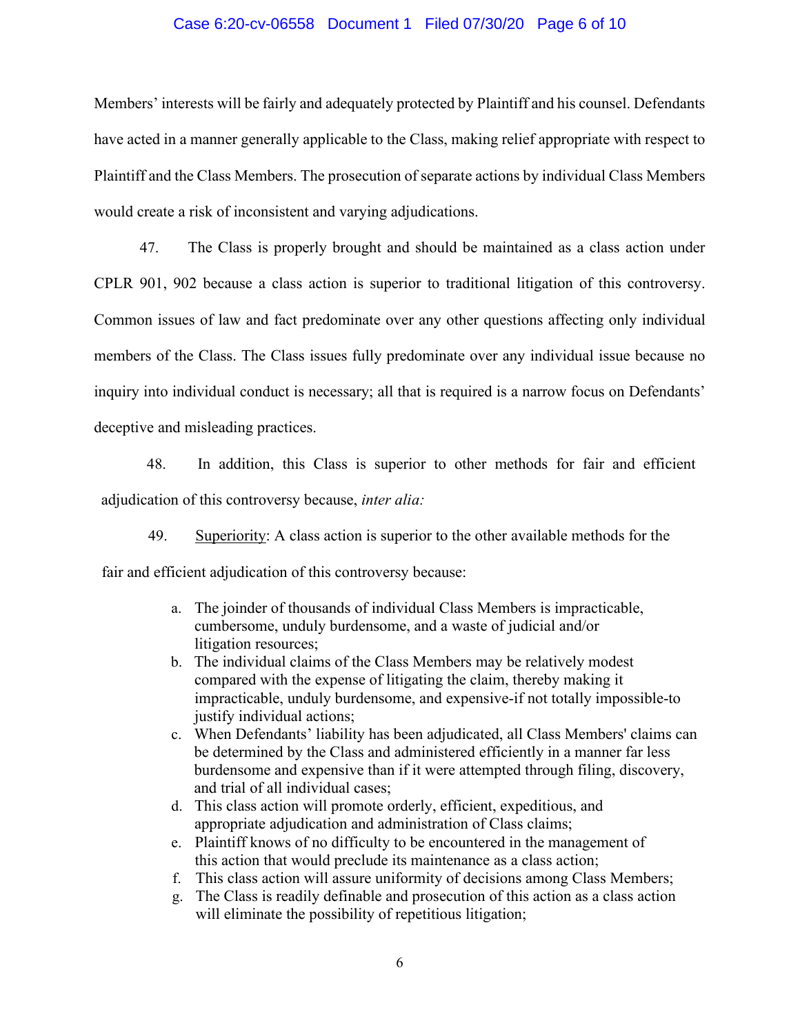Members' interests will be fairly and adequately protected by Plaintiff and his counsel. Defendants have acted in a manner generally applicable to the Class, making relief appropriate with respect to Plaintiff and the Class Members. The prosecution of separate actions by individual Class Members would create a risk of inconsistent and varying adjudications.

47. The Class is properly brought and should be maintained as a class action under CPLR 901, 902 because a class action is superior to traditional litigation of this controversy. Common issues of law and fact predominate over any other questions affecting only individual members of the Class. The Class issues fully predominate over any individual issue because no inquiry into individual conduct is necessary; all that is required is a narrow focus on Defendants' deceptive and misleading practices.

48. In addition, this Class is superior to other methods for fair and efficient adjudication of this controversy because, *inter alia:*

49. Superiority: A class action is superior to the other available methods for the fair and efficient adjudication of this controversy because:

a. The joinder of thousands of individual Class Members is impracticable, cumbersome, unduly burdensome, and a waste of judicial and/or litigation resources;
b. The individual claims of the Class Members may be relatively modest compared with the expense of litigating the claim, thereby making it impracticable, unduly burdensome, and expensive-if not totally impossible-to justify individual actions;
c. When Defendants' liability has been adjudicated, all Class Members' claims can be determined by the Class and administered efficiently in a manner far less burdensome and expensive than if it were attempted through filing, discovery, and trial of all individual cases;
d. This class action will promote orderly, efficient, expeditious, and appropriate adjudication and administration of Class claims;
e. Plaintiff knows of no difficulty to be encountered in the management of this action that would preclude its maintenance as a class action;
f. This class action will assure uniformity of decisions among Class Members;
g. The Class is readily definable and prosecution of this action as a class action will eliminate the possibility of repetitious litigation;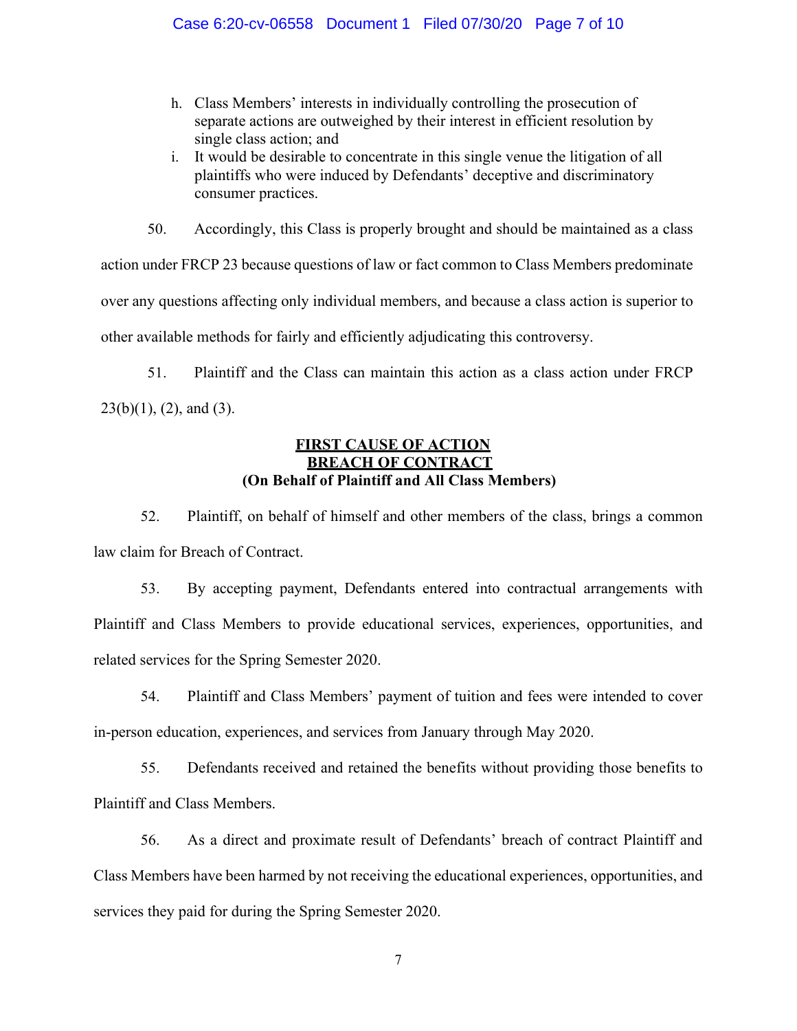h. Class Members' interests in individually controlling the prosecution of separate actions are outweighed by their interest in efficient resolution by single class action; and

i. It would be desirable to concentrate in this single venue the litigation of all plaintiffs who were induced by Defendants' deceptive and discriminatory consumer practices.

50. Accordingly, this Class is properly brought and should be maintained as a class action under FRCP 23 because questions of law or fact common to Class Members predominate over any questions affecting only individual members, and because a class action is superior to other available methods for fairly and efficiently adjudicating this controversy.

51. Plaintiff and the Class can maintain this action as a class action under FRCP 23(b)(1), (2), and (3).

**FIRST CAUSE OF ACTION**
**BREACH OF CONTRACT**
**(On Behalf of Plaintiff and All Class Members)**

52. Plaintiff, on behalf of himself and other members of the class, brings a common law claim for Breach of Contract.

53. By accepting payment, Defendants entered into contractual arrangements with Plaintiff and Class Members to provide educational services, experiences, opportunities, and related services for the Spring Semester 2020.

54. Plaintiff and Class Members' payment of tuition and fees were intended to cover in-person education, experiences, and services from January through May 2020.

55. Defendants received and retained the benefits without providing those benefits to Plaintiff and Class Members.

56. As a direct and proximate result of Defendants' breach of contract Plaintiff and Class Members have been harmed by not receiving the educational experiences, opportunities, and services they paid for during the Spring Semester 2020.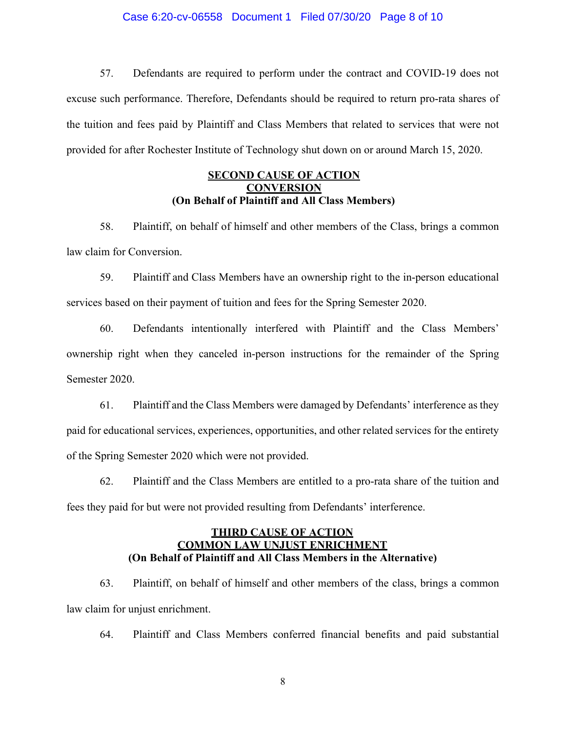57. Defendants are required to perform under the contract and COVID-19 does not excuse such performance. Therefore, Defendants should be required to return pro-rata shares of the tuition and fees paid by Plaintiff and Class Members that related to services that were not provided for after Rochester Institute of Technology shut down on or around March 15, 2020.

**SECOND CAUSE OF ACTION**
**CONVERSION**
**(On Behalf of Plaintiff and All Class Members)**

58. Plaintiff, on behalf of himself and other members of the Class, brings a common law claim for Conversion.

59. Plaintiff and Class Members have an ownership right to the in-person educational services based on their payment of tuition and fees for the Spring Semester 2020.

60. Defendants intentionally interfered with Plaintiff and the Class Members' ownership right when they canceled in-person instructions for the remainder of the Spring Semester 2020.

61. Plaintiff and the Class Members were damaged by Defendants' interference as they paid for educational services, experiences, opportunities, and other related services for the entirety of the Spring Semester 2020 which were not provided.

62. Plaintiff and the Class Members are entitled to a pro-rata share of the tuition and fees they paid for but were not provided resulting from Defendants' interference.

**THIRD CAUSE OF ACTION**
**COMMON LAW UNJUST ENRICHMENT**
**(On Behalf of Plaintiff and All Class Members in the Alternative)**

63. Plaintiff, on behalf of himself and other members of the class, brings a common law claim for unjust enrichment.

64. Plaintiff and Class Members conferred financial benefits and paid substantial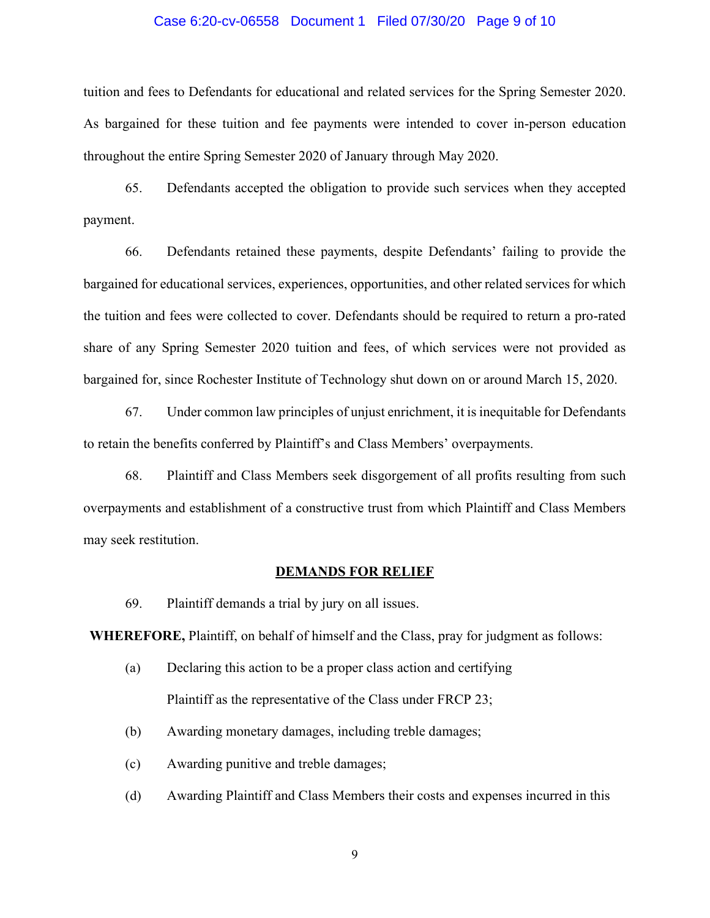tuition and fees to Defendants for educational and related services for the Spring Semester 2020. As bargained for these tuition and fee payments were intended to cover in-person education throughout the entire Spring Semester 2020 of January through May 2020.

65. Defendants accepted the obligation to provide such services when they accepted payment.

66. Defendants retained these payments, despite Defendants' failing to provide the bargained for educational services, experiences, opportunities, and other related services for which the tuition and fees were collected to cover. Defendants should be required to return a pro-rated share of any Spring Semester 2020 tuition and fees, of which services were not provided as bargained for, since Rochester Institute of Technology shut down on or around March 15, 2020.

67. Under common law principles of unjust enrichment, it is inequitable for Defendants to retain the benefits conferred by Plaintiff's and Class Members' overpayments.

68. Plaintiff and Class Members seek disgorgement of all profits resulting from such overpayments and establishment of a constructive trust from which Plaintiff and Class Members may seek restitution.

## DEMANDS FOR RELIEF

69. Plaintiff demands a trial by jury on all issues.

**WHEREFORE,** Plaintiff, on behalf of himself and the Class, pray for judgment as follows:

(a) Declaring this action to be a proper class action and certifying Plaintiff as the representative of the Class under FRCP 23;

(b) Awarding monetary damages, including treble damages;

(c) Awarding punitive and treble damages;

(d) Awarding Plaintiff and Class Members their costs and expenses incurred in this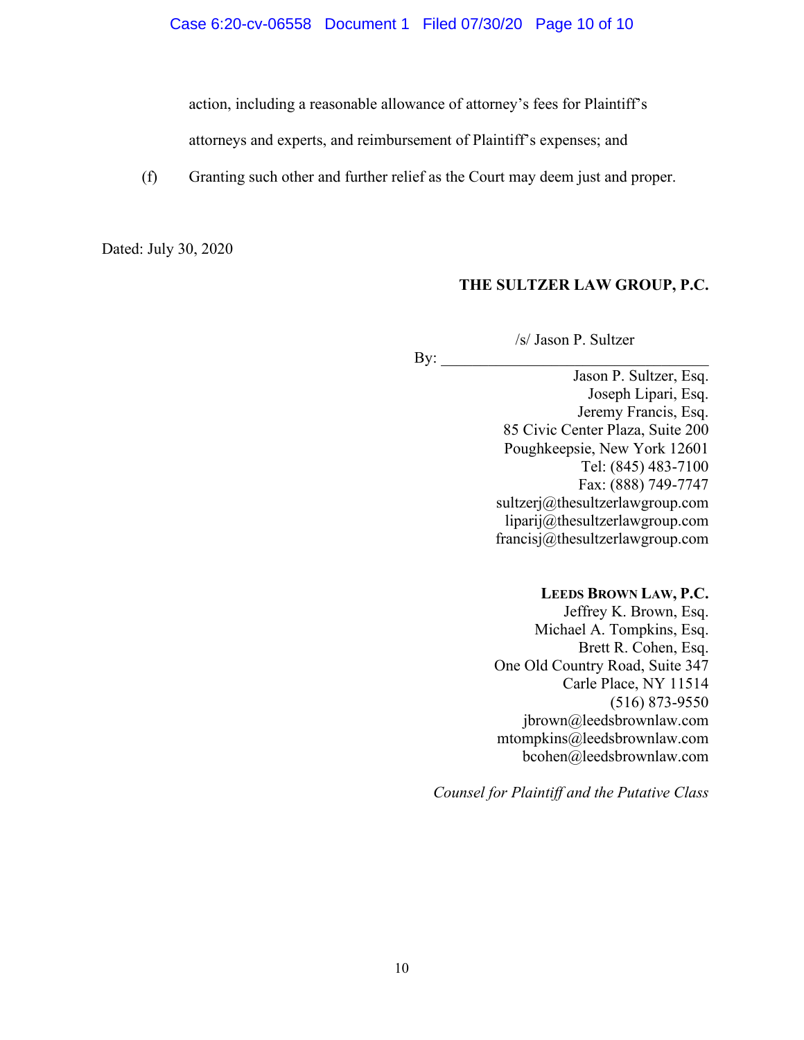action, including a reasonable allowance of attorney's fees for Plaintiff's attorneys and experts, and reimbursement of Plaintiff's expenses; and

(f) Granting such other and further relief as the Court may deem just and proper.

Dated: July 30, 2020

**THE SULTZER LAW GROUP, P.C.**

By: /s/ Jason P. Sultzer
Jason P. Sultzer, Esq.
Joseph Lipari, Esq.
Jeremy Francis, Esq.
85 Civic Center Plaza, Suite 200
Poughkeepsie, New York 12601
Tel: (845) 483-7100
Fax: (888) 749-7747
sultzerj@thesultzerlawgroup.com
liparij@thesultzerlawgroup.com
francisj@thesultzerlawgroup.com

**LEEDS BROWN LAW, P.C.**
Jeffrey K. Brown, Esq.
Michael A. Tompkins, Esq.
Brett R. Cohen, Esq.
One Old Country Road, Suite 347
Carle Place, NY 11514
(516) 873-9550
jbrown@leedsbrownlaw.com
mtompkins@leedsbrownlaw.com
bcohen@leedsbrownlaw.com

*Counsel for Plaintiff and the Putative Class*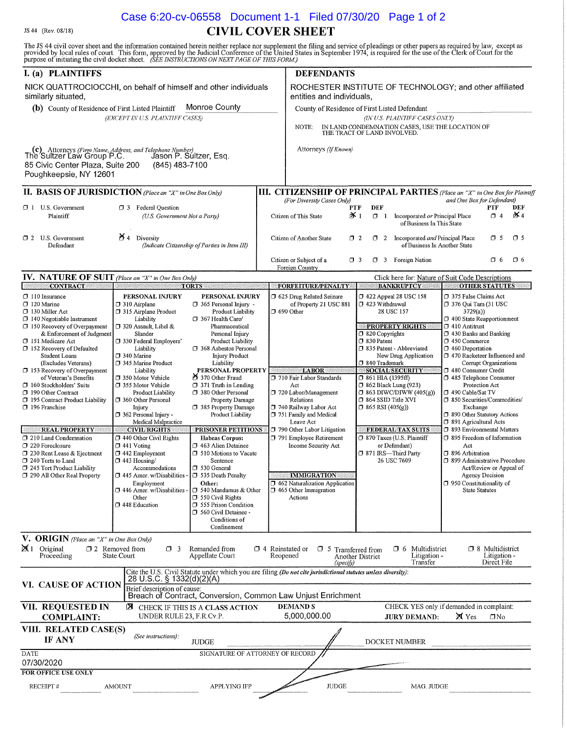JS 44 (Rev. 08/18)

# CIVIL COVER SHEET

The JS 44 civil cover sheet and the information contained herein neither replace nor supplement the filing and service of pleadings or other papers as required by law, except as provided by local rules of court. This form, approved by the Judicial Conference of the United States in September 1974, is required for the use of the Clerk of Court for the purpose of initiating the civil docket sheet. *(SEE INSTRUCTIONS ON NEXT PAGE OF THIS FORM.)*

## I. (a) PLAINTIFFS

NICK QUATTROCIOCCHI, on behalf of himself and other individuals similarly situated,

**(b)** County of Residence of First Listed Plaintiff: Monroe County
*(EXCEPT IN U.S. PLAINTIFF CASES)*

**(c)** Attorneys *(Firm Name, Address, and Telephone Number)*
The Sultzer Law Group P.C. Jason P. Sultzer, Esq.
85 Civic Center Plaza, Suite 200 (845) 483-7100
Poughkeepsie, NY 12601

## DEFENDANTS

ROCHESTER INSTITUTE OF TECHNOLOGY; and other affiliated entities and individuals,

County of Residence of First Listed Defendant
*(IN U.S. PLAINTIFF CASES ONLY)*

NOTE: IN LAND CONDEMNATION CASES, USE THE LOCATION OF THE TRACT OF LAND INVOLVED.

Attorneys *(If Known)*

## II. BASIS OF JURISDICTION *(Place an "X" in One Box Only)*

- ☐ 1 U.S. Government Plaintiff
- ☐ 3 Federal Question (U.S. Government Not a Party)
- ☐ 2 U.S. Government Defendant
- ☒ 4 Diversity (Indicate Citizenship of Parties in Item III)

## III. CITIZENSHIP OF PRINCIPAL PARTIES *(Place an "X" in One Box for Plaintiff and One Box for Defendant)* *(For Diversity Cases Only)*

| | PTF | DEF | | PTF | DEF |
|---|---|---|---|---|---|
| Citizen of This State | ☒ 1 | ☐ 1 | Incorporated *or* Principal Place of Business In This State | ☐ 4 | ☒ 4 |
| Citizen of Another State | ☐ 2 | ☐ 2 | Incorporated *and* Principal Place of Business In Another State | ☐ 5 | ☐ 5 |
| Citizen or Subject of a Foreign Country | ☐ 3 | ☐ 3 | Foreign Nation | ☐ 6 | ☐ 6 |

## IV. NATURE OF SUIT *(Place an "X" in One Box Only)*

Click here for: Nature of Suit Code Descriptions.

**CONTRACT**
- ☐ 110 Insurance
- ☐ 120 Marine
- ☐ 130 Miller Act
- ☐ 140 Negotiable Instrument
- ☐ 150 Recovery of Overpayment & Enforcement of Judgment
- ☐ 151 Medicare Act
- ☐ 152 Recovery of Defaulted Student Loans (Excludes Veterans)
- ☐ 153 Recovery of Overpayment of Veteran's Benefits
- ☐ 160 Stockholders' Suits
- ☐ 190 Other Contract
- ☐ 195 Contract Product Liability
- ☐ 196 Franchise

**REAL PROPERTY**
- ☐ 210 Land Condemnation
- ☐ 220 Foreclosure
- ☐ 230 Rent Lease & Ejectment
- ☐ 240 Torts to Land
- ☐ 245 Tort Product Liability
- ☐ 290 All Other Real Property

**TORTS**

PERSONAL INJURY
- ☐ 310 Airplane
- ☐ 315 Airplane Product Liability
- ☐ 320 Assault, Libel & Slander
- ☐ 330 Federal Employers' Liability
- ☐ 340 Marine
- ☐ 345 Marine Product Liability
- ☐ 350 Motor Vehicle
- ☐ 355 Motor Vehicle Product Liability
- ☐ 360 Other Personal Injury
- ☐ 362 Personal Injury - Medical Malpractice

PERSONAL INJURY
- ☐ 365 Personal Injury - Product Liability
- ☐ 367 Health Care/ Pharmaceutical Personal Injury Product Liability
- ☐ 368 Asbestos Personal Injury Product Liability

PERSONAL PROPERTY
- ☒ 370 Other Fraud
- ☐ 371 Truth in Lending
- ☐ 380 Other Personal Property Damage
- ☐ 385 Property Damage Product Liability

**CIVIL RIGHTS**
- ☐ 440 Other Civil Rights
- ☐ 441 Voting
- ☐ 442 Employment
- ☐ 443 Housing/ Accommodations
- ☐ 445 Amer. w/Disabilities - Employment
- ☐ 446 Amer. w/Disabilities - Other
- ☐ 448 Education

**PRISONER PETITIONS**

Habeas Corpus:
- ☐ 463 Alien Detainee
- ☐ 510 Motions to Vacate Sentence
- ☐ 530 General
- ☐ 535 Death Penalty

Other:
- ☐ 540 Mandamus & Other
- ☐ 550 Civil Rights
- ☐ 555 Prison Condition
- ☐ 560 Civil Detainee - Conditions of Confinement

**FORFEITURE/PENALTY**
- ☐ 625 Drug Related Seizure of Property 21 USC 881
- ☐ 690 Other

**LABOR**
- ☐ 710 Fair Labor Standards Act
- ☐ 720 Labor/Management Relations
- ☐ 740 Railway Labor Act
- ☐ 751 Family and Medical Leave Act
- ☐ 790 Other Labor Litigation
- ☐ 791 Employee Retirement Income Security Act

**IMMIGRATION**
- ☐ 462 Naturalization Application
- ☐ 465 Other Immigration Actions

**BANKRUPTCY**
- ☐ 422 Appeal 28 USC 158
- ☐ 423 Withdrawal 28 USC 157

**PROPERTY RIGHTS**
- ☐ 820 Copyrights
- ☐ 830 Patent
- ☐ 835 Patent - Abbreviated New Drug Application
- ☐ 840 Trademark

**SOCIAL SECURITY**
- ☐ 861 HIA (1395ff)
- ☐ 862 Black Lung (923)
- ☐ 863 DIWC/DIWW (405(g))
- ☐ 864 SSID Title XVI
- ☐ 865 RSI (405(g))

**FEDERAL TAX SUITS**
- ☐ 870 Taxes (U.S. Plaintiff or Defendant)
- ☐ 871 IRS—Third Party 26 USC 7609

**OTHER STATUTES**
- ☐ 375 False Claims Act
- ☐ 376 Qui Tam (31 USC 3729(a))
- ☐ 400 State Reapportionment
- ☐ 410 Antitrust
- ☐ 430 Banks and Banking
- ☐ 450 Commerce
- ☐ 460 Deportation
- ☐ 470 Racketeer Influenced and Corrupt Organizations
- ☐ 480 Consumer Credit
- ☐ 485 Telephone Consumer Protection Act
- ☐ 490 Cable/Sat TV
- ☐ 850 Securities/Commodities/ Exchange
- ☐ 890 Other Statutory Actions
- ☐ 891 Agricultural Acts
- ☐ 893 Environmental Matters
- ☐ 895 Freedom of Information Act
- ☐ 896 Arbitration
- ☐ 899 Administrative Procedure Act/Review or Appeal of Agency Decision
- ☐ 950 Constitutionality of State Statutes

## V. ORIGIN *(Place an "X" in One Box Only)*

- ☒ 1 Original Proceeding
- ☐ 2 Removed from State Court
- ☐ 3 Remanded from Appellate Court
- ☐ 4 Reinstated or Reopened
- ☐ 5 Transferred from Another District *(specify)*
- ☐ 6 Multidistrict Litigation - Transfer
- ☐ 8 Multidistrict Litigation - Direct File

## VI. CAUSE OF ACTION

Cite the U.S. Civil Statute under which you are filing *(Do not cite jurisdictional statutes unless diversity)*:
28 U.S.C. § 1332(d)(2)(A)

Brief description of cause:
Breach of Contract, Conversion, Common Law Unjust Enrichment

## VII. REQUESTED IN COMPLAINT:

☒ CHECK IF THIS IS A CLASS ACTION UNDER RULE 23, F.R.Cv.P.

DEMAND $ 5,000,000.00

CHECK YES only if demanded in complaint:
JURY DEMAND: ☒ Yes ☐ No

## VIII. RELATED CASE(S) IF ANY

*(See instructions)*: JUDGE DOCKET NUMBER

DATE: 07/30/2020 SIGNATURE OF ATTORNEY OF RECORD

**FOR OFFICE USE ONLY**

RECEIPT # AMOUNT APPLYING IFP JUDGE MAG. JUDGE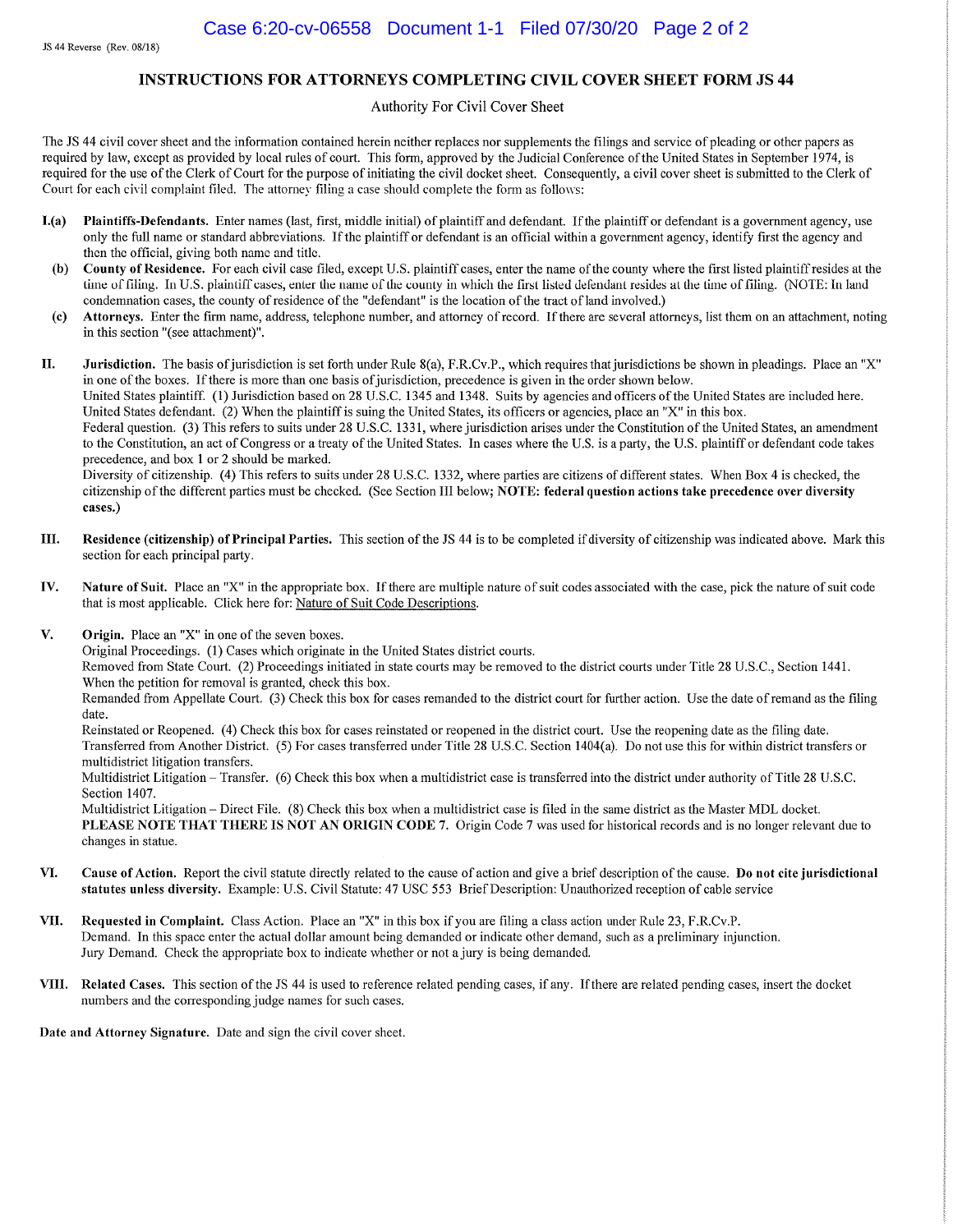JS 44 Reverse (Rev. 08/18)

## INSTRUCTIONS FOR ATTORNEYS COMPLETING CIVIL COVER SHEET FORM JS 44

Authority For Civil Cover Sheet

The JS 44 civil cover sheet and the information contained herein neither replaces nor supplements the filings and service of pleading or other papers as required by law, except as provided by local rules of court. This form, approved by the Judicial Conference of the United States in September 1974, is required for the use of the Clerk of Court for the purpose of initiating the civil docket sheet. Consequently, a civil cover sheet is submitted to the Clerk of Court for each civil complaint filed. The attorney filing a case should complete the form as follows:

**I.(a)** **Plaintiffs-Defendants.** Enter names (last, first, middle initial) of plaintiff and defendant. If the plaintiff or defendant is a government agency, use only the full name or standard abbreviations. If the plaintiff or defendant is an official within a government agency, identify first the agency and then the official, giving both name and title.

**(b)** **County of Residence.** For each civil case filed, except U.S. plaintiff cases, enter the name of the county where the first listed plaintiff resides at the time of filing. In U.S. plaintiff cases, enter the name of the county in which the first listed defendant resides at the time of filing. (NOTE: In land condemnation cases, the county of residence of the "defendant" is the location of the tract of land involved.)

**(c)** **Attorneys.** Enter the firm name, address, telephone number, and attorney of record. If there are several attorneys, list them on an attachment, noting in this section "(see attachment)".

**II.** **Jurisdiction.** The basis of jurisdiction is set forth under Rule 8(a), F.R.Cv.P., which requires that jurisdictions be shown in pleadings. Place an "X" in one of the boxes. If there is more than one basis of jurisdiction, precedence is given in the order shown below.
United States plaintiff. (1) Jurisdiction based on 28 U.S.C. 1345 and 1348. Suits by agencies and officers of the United States are included here.
United States defendant. (2) When the plaintiff is suing the United States, its officers or agencies, place an "X" in this box.
Federal question. (3) This refers to suits under 28 U.S.C. 1331, where jurisdiction arises under the Constitution of the United States, an amendment to the Constitution, an act of Congress or a treaty of the United States. In cases where the U.S. is a party, the U.S. plaintiff or defendant code takes precedence, and box 1 or 2 should be marked.
Diversity of citizenship. (4) This refers to suits under 28 U.S.C. 1332, where parties are citizens of different states. When Box 4 is checked, the citizenship of the different parties must be checked. (See Section III below; **NOTE: federal question actions take precedence over diversity cases.**)

**III.** **Residence (citizenship) of Principal Parties.** This section of the JS 44 is to be completed if diversity of citizenship was indicated above. Mark this section for each principal party.

**IV.** **Nature of Suit.** Place an "X" in the appropriate box. If there are multiple nature of suit codes associated with the case, pick the nature of suit code that is most applicable. Click here for: Nature of Suit Code Descriptions.

**V.** **Origin.** Place an "X" in one of the seven boxes.
Original Proceedings. (1) Cases which originate in the United States district courts.
Removed from State Court. (2) Proceedings initiated in state courts may be removed to the district courts under Title 28 U.S.C., Section 1441. When the petition for removal is granted, check this box.
Remanded from Appellate Court. (3) Check this box for cases remanded to the district court for further action. Use the date of remand as the filing date.
Reinstated or Reopened. (4) Check this box for cases reinstated or reopened in the district court. Use the reopening date as the filing date.
Transferred from Another District. (5) For cases transferred under Title 28 U.S.C. Section 1404(a). Do not use this for within district transfers or multidistrict litigation transfers.
Multidistrict Litigation – Transfer. (6) Check this box when a multidistrict case is transferred into the district under authority of Title 28 U.S.C. Section 1407.
Multidistrict Litigation – Direct File. (8) Check this box when a multidistrict case is filed in the same district as the Master MDL docket.
**PLEASE NOTE THAT THERE IS NOT AN ORIGIN CODE 7.** Origin Code 7 was used for historical records and is no longer relevant due to changes in statue.

**VI.** **Cause of Action.** Report the civil statute directly related to the cause of action and give a brief description of the cause. **Do not cite jurisdictional statutes unless diversity.** Example: U.S. Civil Statute: 47 USC 553 Brief Description: Unauthorized reception of cable service

**VII.** **Requested in Complaint.** Class Action. Place an "X" in this box if you are filing a class action under Rule 23, F.R.Cv.P.
Demand. In this space enter the actual dollar amount being demanded or indicate other demand, such as a preliminary injunction.
Jury Demand. Check the appropriate box to indicate whether or not a jury is being demanded.

**VIII.** **Related Cases.** This section of the JS 44 is used to reference related pending cases, if any. If there are related pending cases, insert the docket numbers and the corresponding judge names for such cases.

**Date and Attorney Signature.** Date and sign the civil cover sheet.